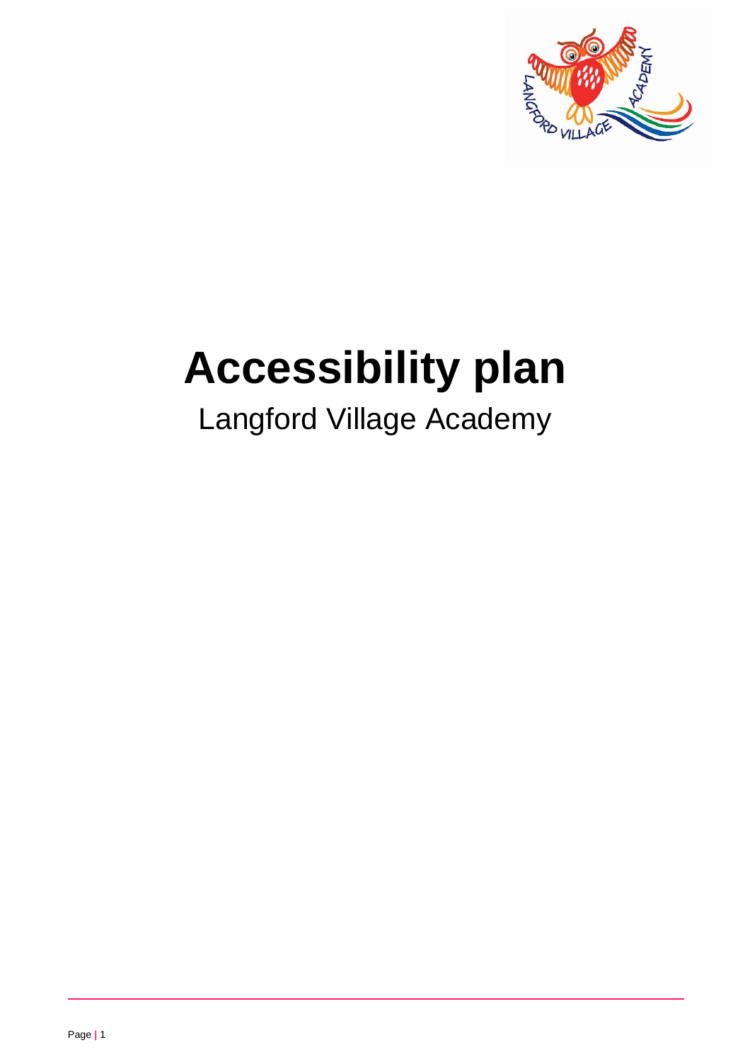# Accessibility plan

Langford Village Academy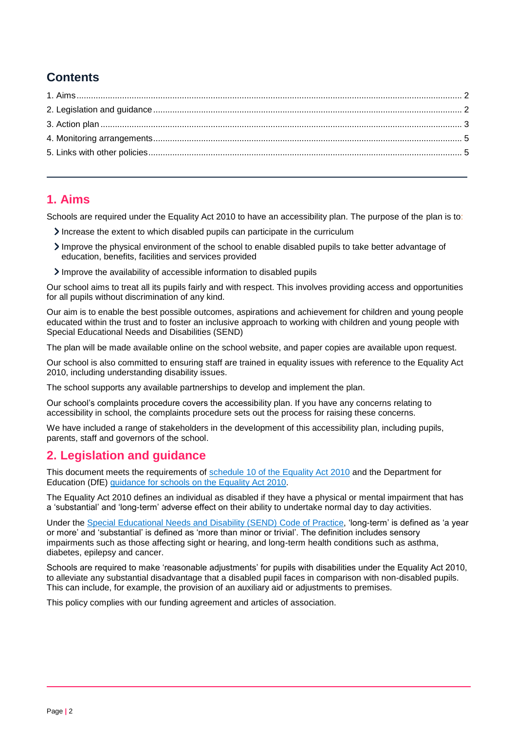## Contents

1. Aims ........ 2
2. Legislation and guidance ........ 2
3. Action plan ........ 3
4. Monitoring arrangements ........ 5
5. Links with other policies ........ 5

## 1. Aims

Schools are required under the Equality Act 2010 to have an accessibility plan. The purpose of the plan is to:

- Increase the extent to which disabled pupils can participate in the curriculum
- Improve the physical environment of the school to enable disabled pupils to take better advantage of education, benefits, facilities and services provided
- Improve the availability of accessible information to disabled pupils

Our school aims to treat all its pupils fairly and with respect. This involves providing access and opportunities for all pupils without discrimination of any kind.

Our aim is to enable the best possible outcomes, aspirations and achievement for children and young people educated within the trust and to foster an inclusive approach to working with children and young people with Special Educational Needs and Disabilities (SEND)

The plan will be made available online on the school website, and paper copies are available upon request.

Our school is also committed to ensuring staff are trained in equality issues with reference to the Equality Act 2010, including understanding disability issues.

The school supports any available partnerships to develop and implement the plan.

Our school's complaints procedure covers the accessibility plan. If you have any concerns relating to accessibility in school, the complaints procedure sets out the process for raising these concerns.

We have included a range of stakeholders in the development of this accessibility plan, including pupils, parents, staff and governors of the school.

## 2. Legislation and guidance

This document meets the requirements of schedule 10 of the Equality Act 2010 and the Department for Education (DfE) guidance for schools on the Equality Act 2010.

The Equality Act 2010 defines an individual as disabled if they have a physical or mental impairment that has a 'substantial' and 'long-term' adverse effect on their ability to undertake normal day to day activities.

Under the Special Educational Needs and Disability (SEND) Code of Practice, 'long-term' is defined as 'a year or more' and 'substantial' is defined as 'more than minor or trivial'. The definition includes sensory impairments such as those affecting sight or hearing, and long-term health conditions such as asthma, diabetes, epilepsy and cancer.

Schools are required to make 'reasonable adjustments' for pupils with disabilities under the Equality Act 2010, to alleviate any substantial disadvantage that a disabled pupil faces in comparison with non-disabled pupils. This can include, for example, the provision of an auxiliary aid or adjustments to premises.

This policy complies with our funding agreement and articles of association.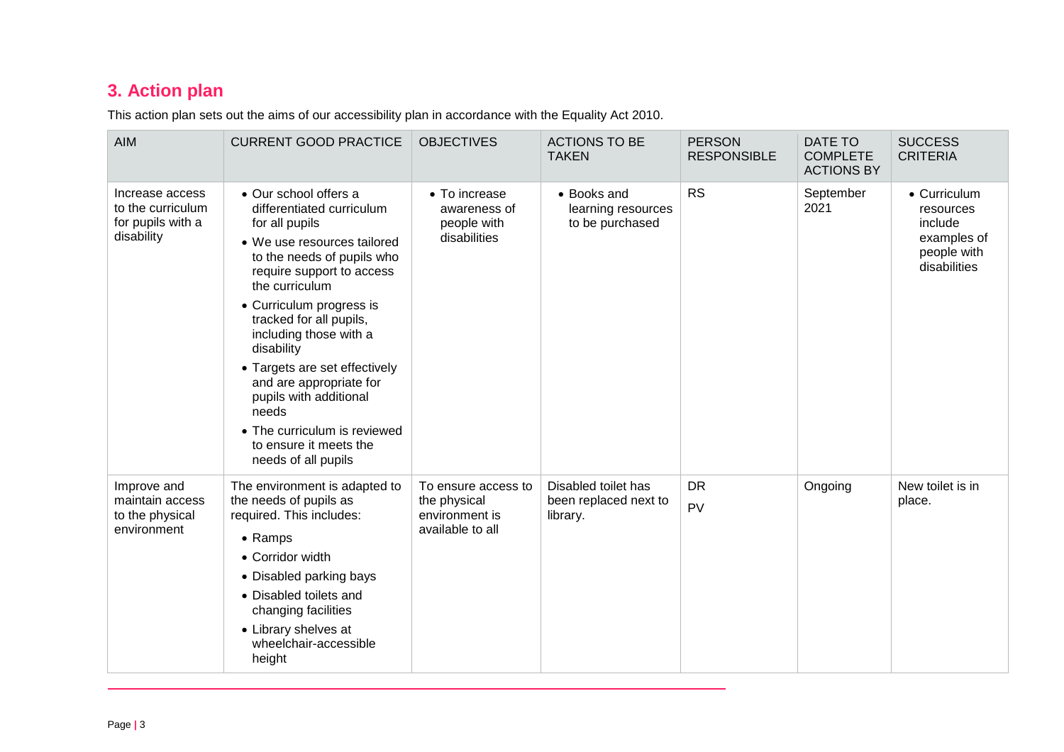## 3. Action plan

This action plan sets out the aims of our accessibility plan in accordance with the Equality Act 2010.

| AIM | CURRENT GOOD PRACTICE | OBJECTIVES | ACTIONS TO BE TAKEN | PERSON RESPONSIBLE | DATE TO COMPLETE ACTIONS BY | SUCCESS CRITERIA |
|---|---|---|---|---|---|---|
| Increase access to the curriculum for pupils with a disability | • Our school offers a differentiated curriculum for all pupils<br>• We use resources tailored to the needs of pupils who require support to access the curriculum<br>• Curriculum progress is tracked for all pupils, including those with a disability<br>• Targets are set effectively and are appropriate for pupils with additional needs<br>• The curriculum is reviewed to ensure it meets the needs of all pupils | • To increase awareness of people with disabilities | • Books and learning resources to be purchased | RS | September 2021 | • Curriculum resources include examples of people with disabilities |
| Improve and maintain access to the physical environment | The environment is adapted to the needs of pupils as required. This includes:<br>• Ramps<br>• Corridor width<br>• Disabled parking bays<br>• Disabled toilets and changing facilities<br>• Library shelves at wheelchair-accessible height | To ensure access to the physical environment is available to all | Disabled toilet has been replaced next to library. | DR<br>PV | Ongoing | New toilet is in place. |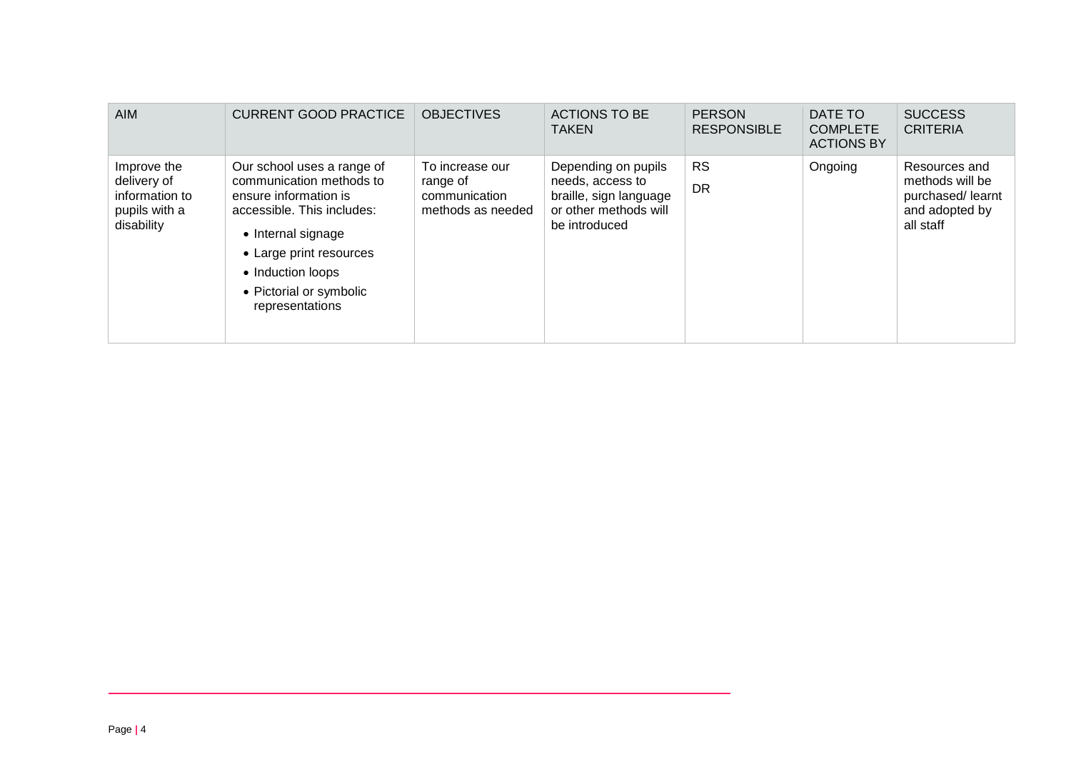| AIM | CURRENT GOOD PRACTICE | OBJECTIVES | ACTIONS TO BE TAKEN | PERSON RESPONSIBLE | DATE TO COMPLETE ACTIONS BY | SUCCESS CRITERIA |
|---|---|---|---|---|---|---|
| Improve the delivery of information to pupils with a disability | Our school uses a range of communication methods to ensure information is accessible. This includes:<br>• Internal signage<br>• Large print resources<br>• Induction loops<br>• Pictorial or symbolic representations | To increase our range of communication methods as needed | Depending on pupils needs, access to braille, sign language or other methods will be introduced | RS<br>DR | Ongoing | Resources and methods will be purchased/ learnt and adopted by all staff |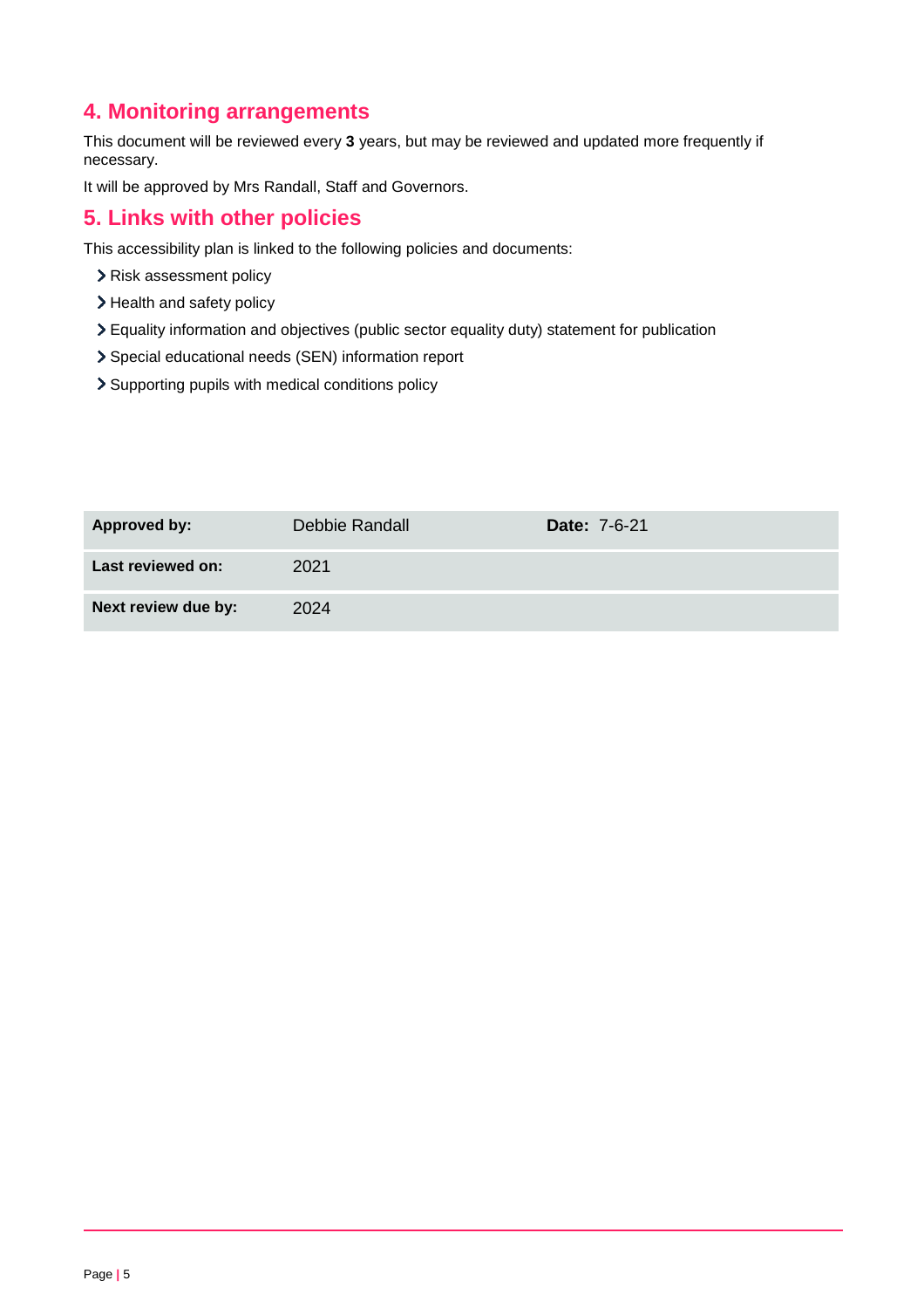## 4. Monitoring arrangements

This document will be reviewed every **3** years, but may be reviewed and updated more frequently if necessary.

It will be approved by Mrs Randall, Staff and Governors.

## 5. Links with other policies

This accessibility plan is linked to the following policies and documents:

- Risk assessment policy
- Health and safety policy
- Equality information and objectives (public sector equality duty) statement for publication
- Special educational needs (SEN) information report
- Supporting pupils with medical conditions policy

| | | |
|---|---|---|
| **Approved by:** | Debbie Randall | **Date:** 7-6-21 |
| **Last reviewed on:** | 2021 | |
| **Next review due by:** | 2024 | |